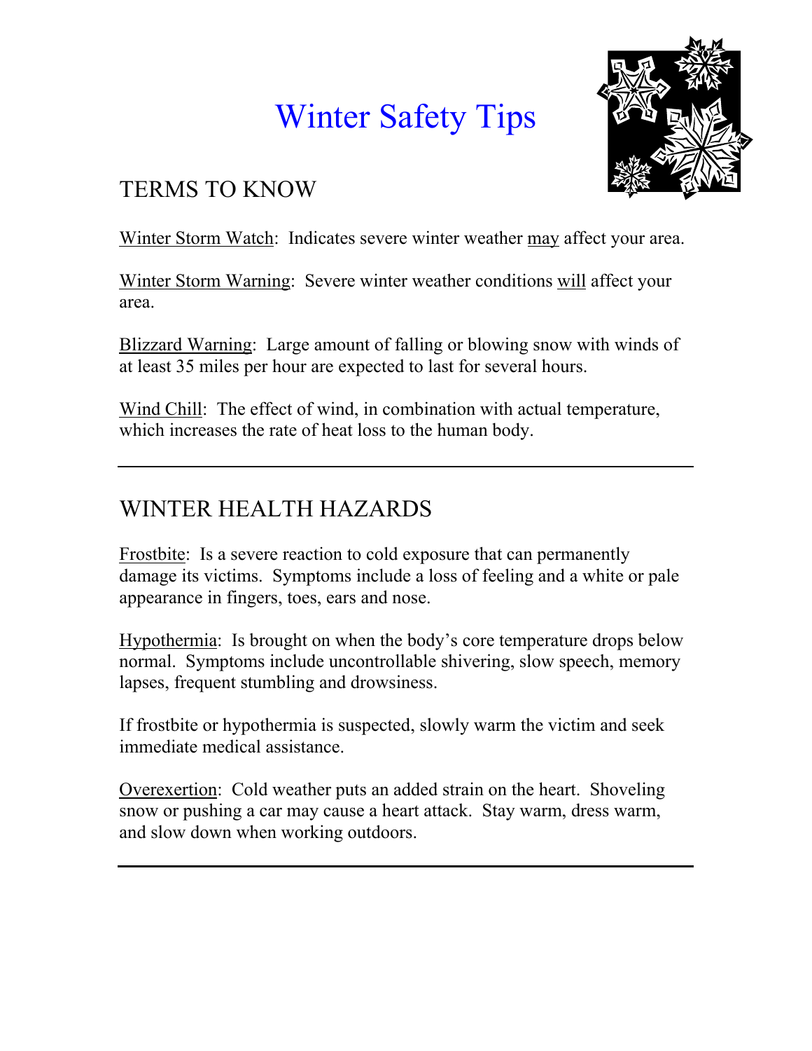# Winter Safety Tips

## TERMS TO KNOW

Winter Storm Watch: Indicates severe winter weather may affect your area.

Winter Storm Warning: Severe winter weather conditions will affect your area.

Blizzard Warning: Large amount of falling or blowing snow with winds of at least 35 miles per hour are expected to last for several hours.

Wind Chill: The effect of wind, in combination with actual temperature, which increases the rate of heat loss to the human body.

---

## WINTER HEALTH HAZARDS

Frostbite: Is a severe reaction to cold exposure that can permanently damage its victims. Symptoms include a loss of feeling and a white or pale appearance in fingers, toes, ears and nose.

Hypothermia: Is brought on when the body's core temperature drops below normal. Symptoms include uncontrollable shivering, slow speech, memory lapses, frequent stumbling and drowsiness.

If frostbite or hypothermia is suspected, slowly warm the victim and seek immediate medical assistance.

Overexertion: Cold weather puts an added strain on the heart. Shoveling snow or pushing a car may cause a heart attack. Stay warm, dress warm, and slow down when working outdoors.

---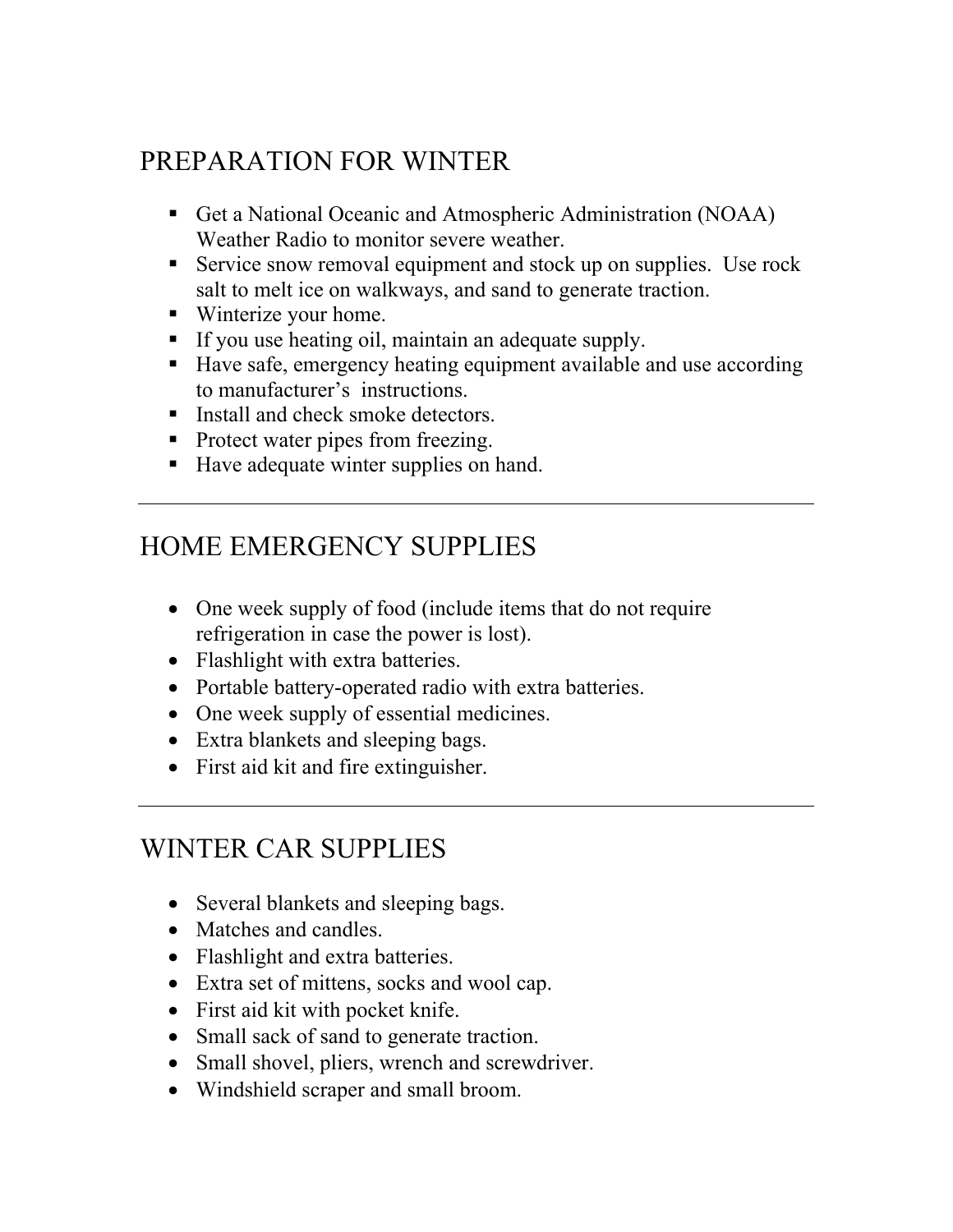## PREPARATION FOR WINTER

- Get a National Oceanic and Atmospheric Administration (NOAA) Weather Radio to monitor severe weather.
- Service snow removal equipment and stock up on supplies. Use rock salt to melt ice on walkways, and sand to generate traction.
- Winterize your home.
- If you use heating oil, maintain an adequate supply.
- Have safe, emergency heating equipment available and use according to manufacturer's instructions.
- Install and check smoke detectors.
- Protect water pipes from freezing.
- Have adequate winter supplies on hand.

---

## HOME EMERGENCY SUPPLIES

- One week supply of food (include items that do not require refrigeration in case the power is lost).
- Flashlight with extra batteries.
- Portable battery-operated radio with extra batteries.
- One week supply of essential medicines.
- Extra blankets and sleeping bags.
- First aid kit and fire extinguisher.

---

## WINTER CAR SUPPLIES

- Several blankets and sleeping bags.
- Matches and candles.
- Flashlight and extra batteries.
- Extra set of mittens, socks and wool cap.
- First aid kit with pocket knife.
- Small sack of sand to generate traction.
- Small shovel, pliers, wrench and screwdriver.
- Windshield scraper and small broom.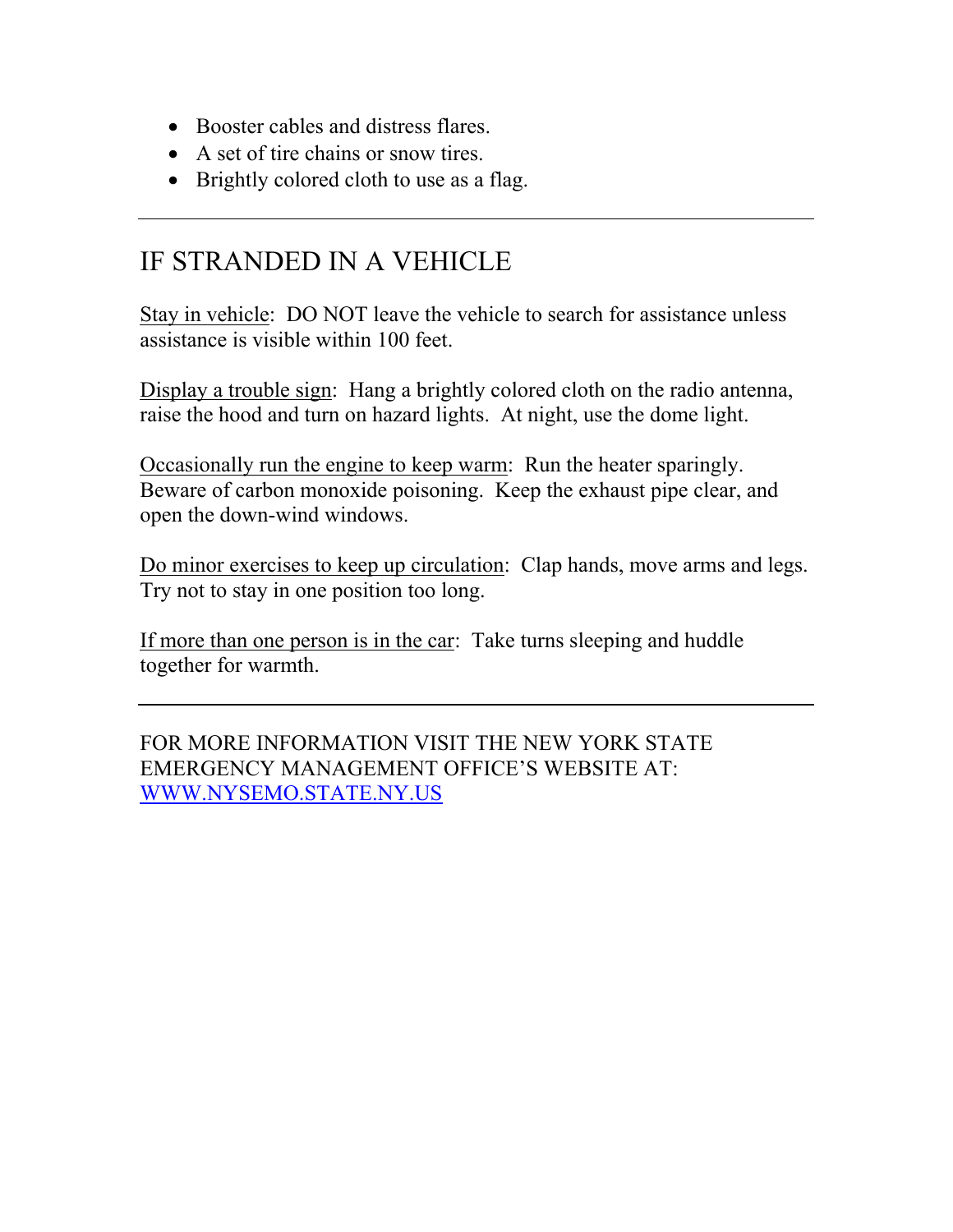- Booster cables and distress flares.
- A set of tire chains or snow tires.
- Brightly colored cloth to use as a flag.

---

## IF STRANDED IN A VEHICLE

Stay in vehicle: DO NOT leave the vehicle to search for assistance unless assistance is visible within 100 feet.

Display a trouble sign: Hang a brightly colored cloth on the radio antenna, raise the hood and turn on hazard lights. At night, use the dome light.

Occasionally run the engine to keep warm: Run the heater sparingly. Beware of carbon monoxide poisoning. Keep the exhaust pipe clear, and open the down-wind windows.

Do minor exercises to keep up circulation: Clap hands, move arms and legs. Try not to stay in one position too long.

If more than one person is in the car: Take turns sleeping and huddle together for warmth.

---

FOR MORE INFORMATION VISIT THE NEW YORK STATE EMERGENCY MANAGEMENT OFFICE'S WEBSITE AT: [WWW.NYSEMO.STATE.NY.US](http://WWW.NYSEMO.STATE.NY.US)